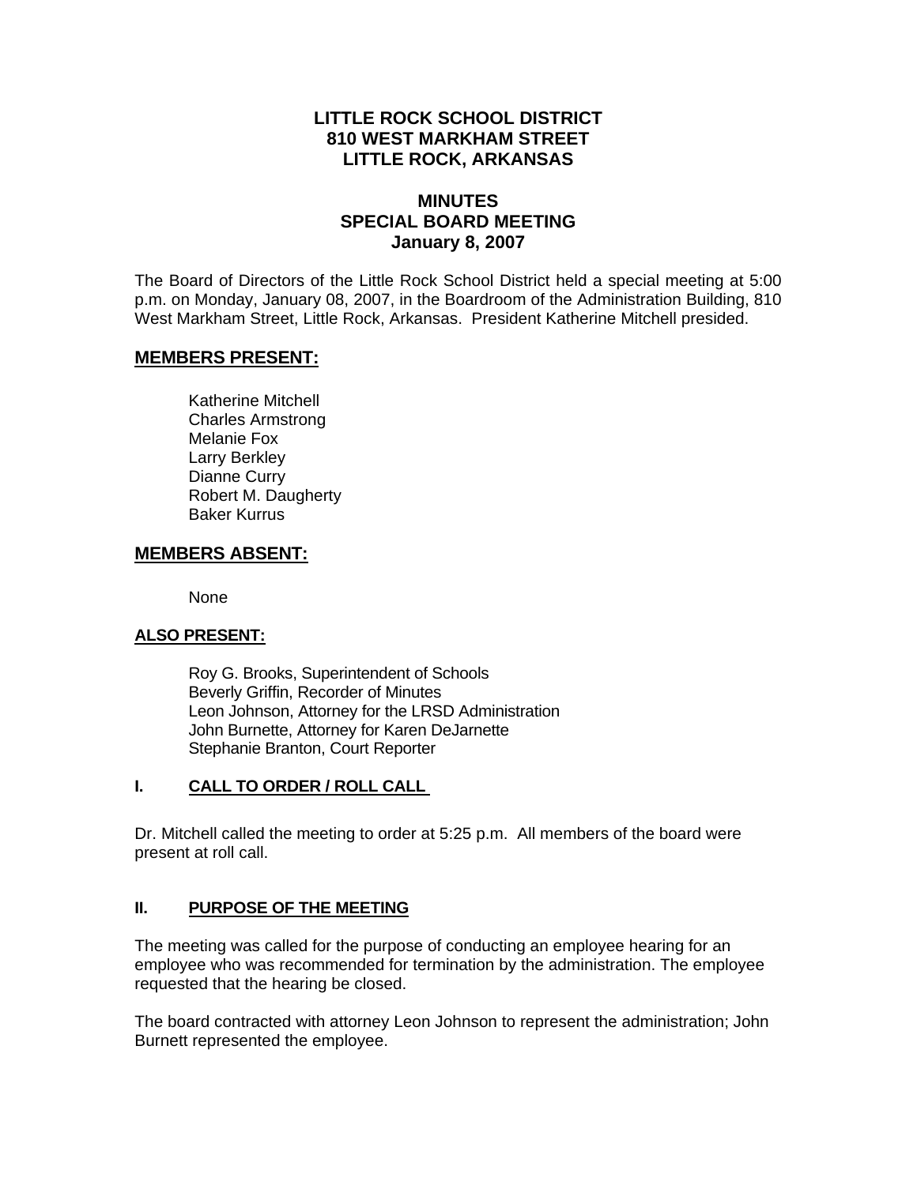# LITTLE ROCK SCHOOL DISTRICT
# 810 WEST MARKHAM STREET
# LITTLE ROCK, ARKANSAS

## MINUTES
## SPECIAL BOARD MEETING
## January 8, 2007

The Board of Directors of the Little Rock School District held a special meeting at 5:00 p.m. on Monday, January 08, 2007, in the Boardroom of the Administration Building, 810 West Markham Street, Little Rock, Arkansas. President Katherine Mitchell presided.

## MEMBERS PRESENT:

Katherine Mitchell
Charles Armstrong
Melanie Fox
Larry Berkley
Dianne Curry
Robert M. Daugherty
Baker Kurrus

## MEMBERS ABSENT:

None

### ALSO PRESENT:

Roy G. Brooks, Superintendent of Schools
Beverly Griffin, Recorder of Minutes
Leon Johnson, Attorney for the LRSD Administration
John Burnette, Attorney for Karen DeJarnette
Stephanie Branton, Court Reporter

### I. CALL TO ORDER / ROLL CALL

Dr. Mitchell called the meeting to order at 5:25 p.m. All members of the board were present at roll call.

### II. PURPOSE OF THE MEETING

The meeting was called for the purpose of conducting an employee hearing for an employee who was recommended for termination by the administration. The employee requested that the hearing be closed.

The board contracted with attorney Leon Johnson to represent the administration; John Burnett represented the employee.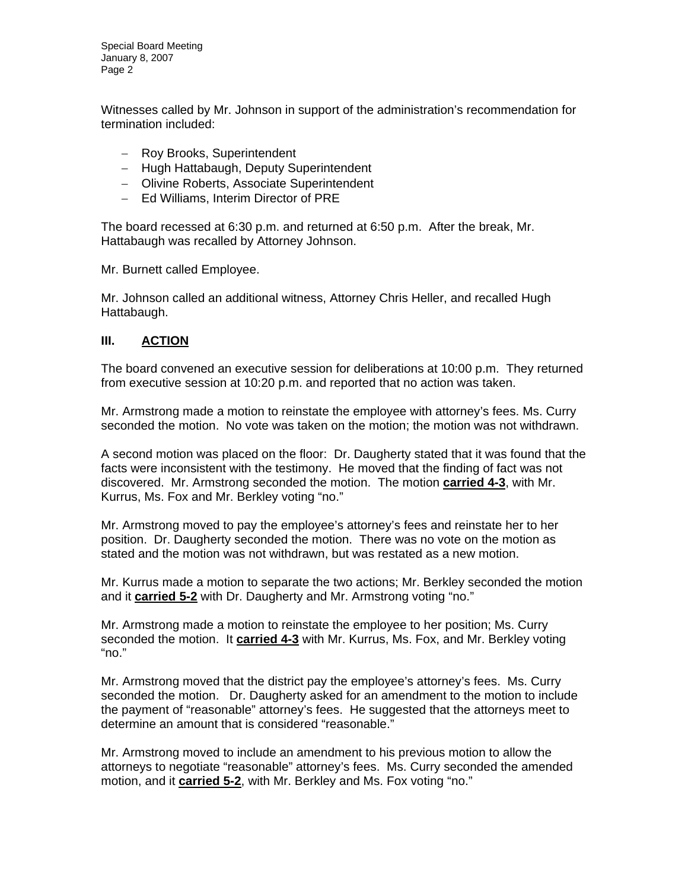Witnesses called by Mr. Johnson in support of the administration's recommendation for termination included:

- Roy Brooks, Superintendent
- Hugh Hattabaugh, Deputy Superintendent
- Olivine Roberts, Associate Superintendent
- Ed Williams, Interim Director of PRE

The board recessed at 6:30 p.m. and returned at 6:50 p.m. After the break, Mr. Hattabaugh was recalled by Attorney Johnson.

Mr. Burnett called Employee.

Mr. Johnson called an additional witness, Attorney Chris Heller, and recalled Hugh Hattabaugh.

## III. ACTION

The board convened an executive session for deliberations at 10:00 p.m. They returned from executive session at 10:20 p.m. and reported that no action was taken.

Mr. Armstrong made a motion to reinstate the employee with attorney's fees. Ms. Curry seconded the motion. No vote was taken on the motion; the motion was not withdrawn.

A second motion was placed on the floor: Dr. Daugherty stated that it was found that the facts were inconsistent with the testimony. He moved that the finding of fact was not discovered. Mr. Armstrong seconded the motion. The motion **carried 4-3**, with Mr. Kurrus, Ms. Fox and Mr. Berkley voting "no."

Mr. Armstrong moved to pay the employee's attorney's fees and reinstate her to her position. Dr. Daugherty seconded the motion. There was no vote on the motion as stated and the motion was not withdrawn, but was restated as a new motion.

Mr. Kurrus made a motion to separate the two actions; Mr. Berkley seconded the motion and it **carried 5-2** with Dr. Daugherty and Mr. Armstrong voting "no."

Mr. Armstrong made a motion to reinstate the employee to her position; Ms. Curry seconded the motion. It **carried 4-3** with Mr. Kurrus, Ms. Fox, and Mr. Berkley voting "no."

Mr. Armstrong moved that the district pay the employee's attorney's fees. Ms. Curry seconded the motion. Dr. Daugherty asked for an amendment to the motion to include the payment of "reasonable" attorney's fees. He suggested that the attorneys meet to determine an amount that is considered "reasonable."

Mr. Armstrong moved to include an amendment to his previous motion to allow the attorneys to negotiate "reasonable" attorney's fees. Ms. Curry seconded the amended motion, and it **carried 5-2**, with Mr. Berkley and Ms. Fox voting "no."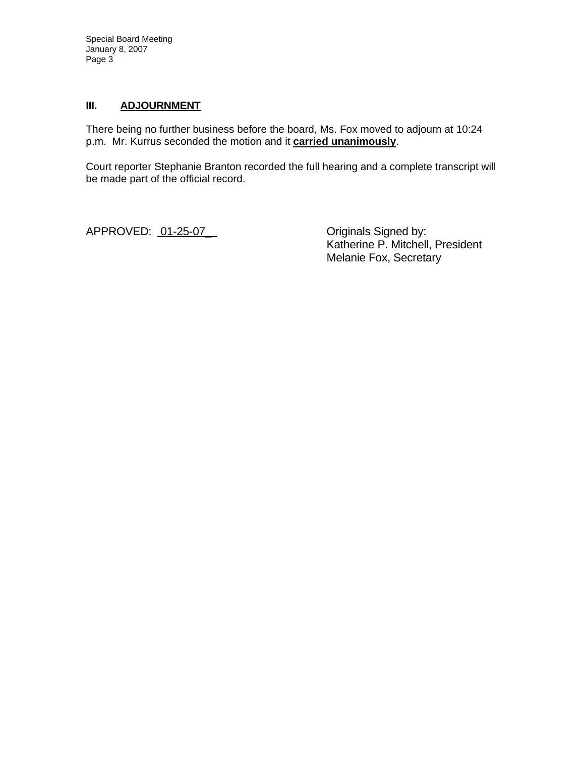## III. ADJOURNMENT

There being no further business before the board, Ms. Fox moved to adjourn at 10:24 p.m. Mr. Kurrus seconded the motion and it **carried unanimously**.

Court reporter Stephanie Branton recorded the full hearing and a complete transcript will be made part of the official record.

APPROVED: 01-25-07

Originals Signed by:
Katherine P. Mitchell, President
Melanie Fox, Secretary